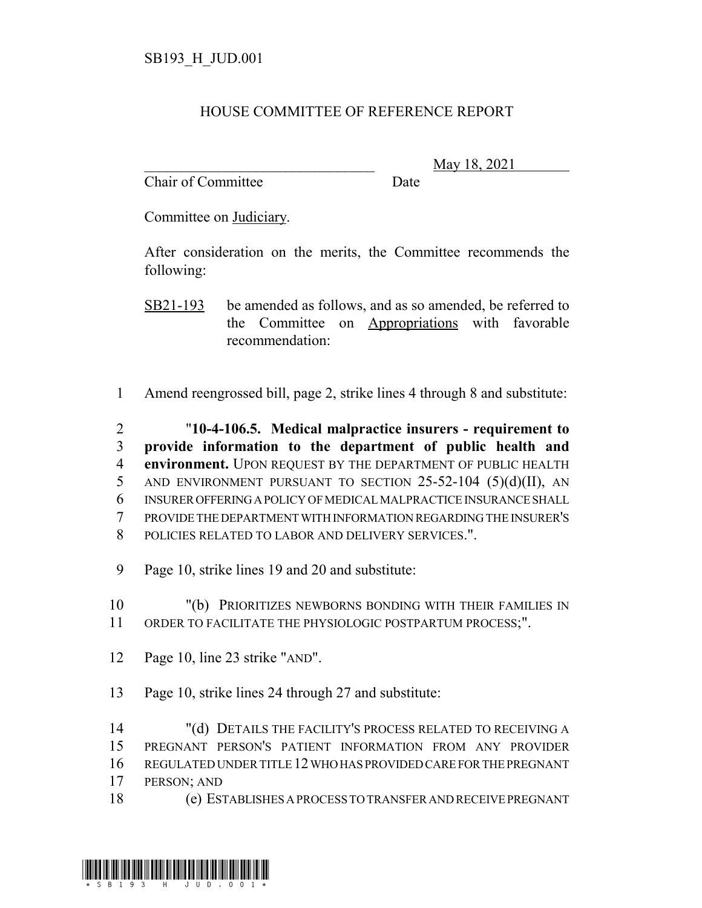SB193_H_JUD.001

# HOUSE COMMITTEE OF REFERENCE REPORT

________________________________ May 18, 2021
Chair of Committee Date

Committee on Judiciary.

After consideration on the merits, the Committee recommends the following:

SB21-193 be amended as follows, and as so amended, be referred to the Committee on Appropriations with favorable recommendation:

1 Amend reengrossed bill, page 2, strike lines 4 through 8 and substitute:

2 "**10-4-106.5. Medical malpractice insurers - requirement to**
3 **provide information to the department of public health and**
4 **environment.** UPON REQUEST BY THE DEPARTMENT OF PUBLIC HEALTH
5 AND ENVIRONMENT PURSUANT TO SECTION 25-52-104 (5)(d)(II), AN
6 INSURER OFFERING A POLICY OF MEDICAL MALPRACTICE INSURANCE SHALL
7 PROVIDE THE DEPARTMENT WITH INFORMATION REGARDING THE INSURER'S
8 POLICIES RELATED TO LABOR AND DELIVERY SERVICES.".

9 Page 10, strike lines 19 and 20 and substitute:

10 "(b) PRIORITIZES NEWBORNS BONDING WITH THEIR FAMILIES IN
11 ORDER TO FACILITATE THE PHYSIOLOGIC POSTPARTUM PROCESS;".

12 Page 10, line 23 strike "AND".

13 Page 10, strike lines 24 through 27 and substitute:

14 "(d) DETAILS THE FACILITY'S PROCESS RELATED TO RECEIVING A
15 PREGNANT PERSON'S PATIENT INFORMATION FROM ANY PROVIDER
16 REGULATED UNDER TITLE 12 WHO HAS PROVIDED CARE FOR THE PREGNANT
17 PERSON; AND
18 (e) ESTABLISHES A PROCESS TO TRANSFER AND RECEIVE PREGNANT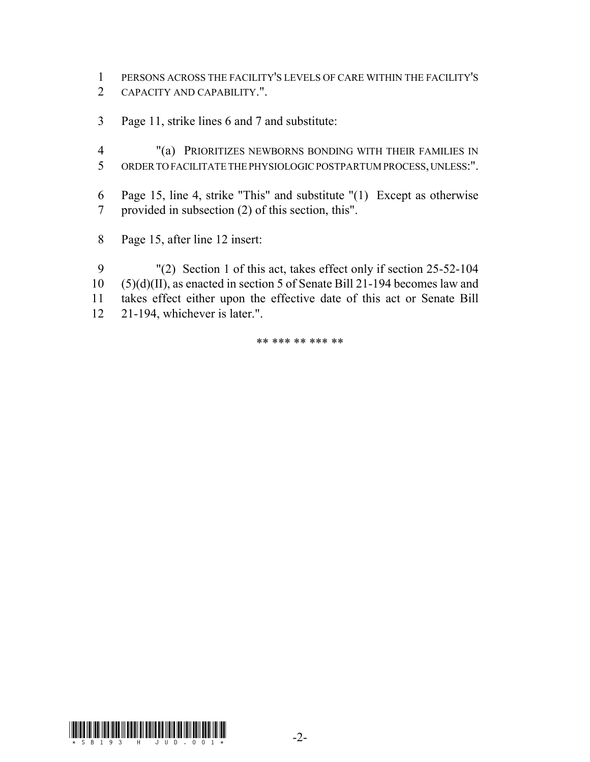PERSONS ACROSS THE FACILITY'S LEVELS OF CARE WITHIN THE FACILITY'S CAPACITY AND CAPABILITY.".

Page 11, strike lines 6 and 7 and substitute:

"(a) PRIORITIZES NEWBORNS BONDING WITH THEIR FAMILIES IN ORDER TO FACILITATE THE PHYSIOLOGIC POSTPARTUM PROCESS, UNLESS:".

Page 15, line 4, strike "This" and substitute "(1) Except as otherwise provided in subsection (2) of this section, this".

Page 15, after line 12 insert:

"(2) Section 1 of this act, takes effect only if section 25-52-104 (5)(d)(II), as enacted in section 5 of Senate Bill 21-194 becomes law and takes effect either upon the effective date of this act or Senate Bill 21-194, whichever is later.".

** *** ** *** **